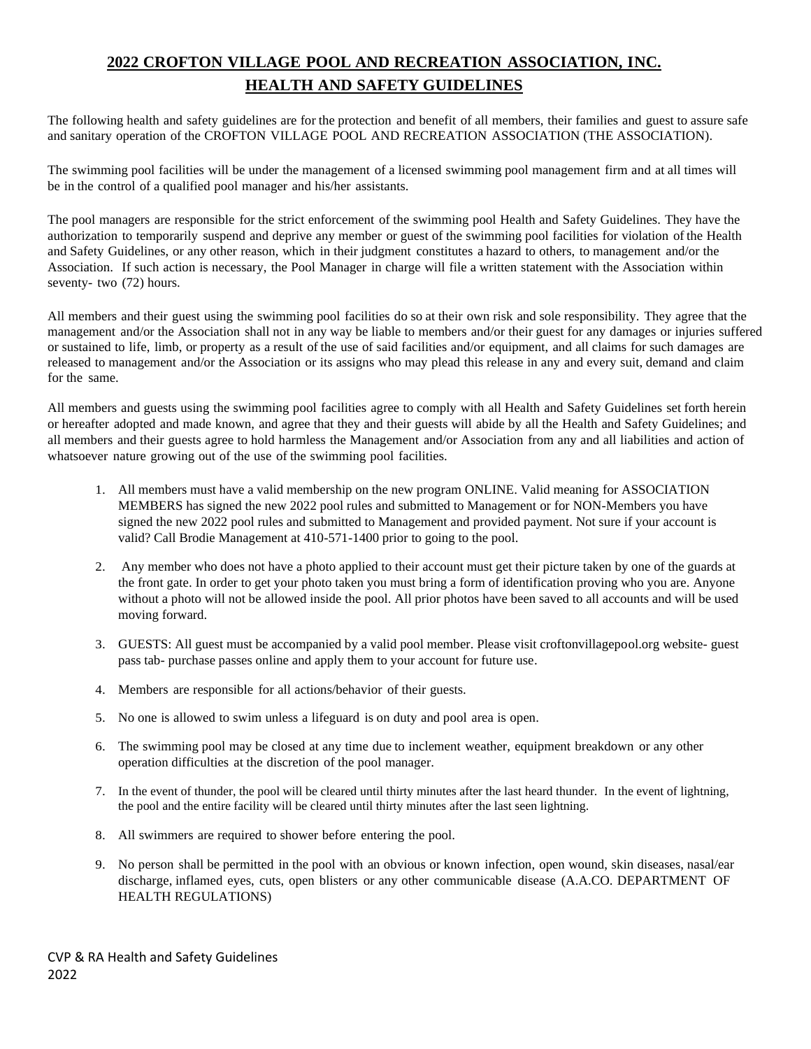# **2022 CROFTON VILLAGE POOL AND RECREATION ASSOCIATION, INC.**
# **HEALTH AND SAFETY GUIDELINES**

The following health and safety guidelines are for the protection and benefit of all members, their families and guest to assure safe and sanitary operation of the CROFTON VILLAGE POOL AND RECREATION ASSOCIATION (THE ASSOCIATION).

The swimming pool facilities will be under the management of a licensed swimming pool management firm and at all times will be in the control of a qualified pool manager and his/her assistants.

The pool managers are responsible for the strict enforcement of the swimming pool Health and Safety Guidelines. They have the authorization to temporarily suspend and deprive any member or guest of the swimming pool facilities for violation of the Health and Safety Guidelines, or any other reason, which in their judgment constitutes a hazard to others, to management and/or the Association. If such action is necessary, the Pool Manager in charge will file a written statement with the Association within seventy- two (72) hours.

All members and their guest using the swimming pool facilities do so at their own risk and sole responsibility. They agree that the management and/or the Association shall not in any way be liable to members and/or their guest for any damages or injuries suffered or sustained to life, limb, or property as a result of the use of said facilities and/or equipment, and all claims for such damages are released to management and/or the Association or its assigns who may plead this release in any and every suit, demand and claim for the same.

All members and guests using the swimming pool facilities agree to comply with all Health and Safety Guidelines set forth herein or hereafter adopted and made known, and agree that they and their guests will abide by all the Health and Safety Guidelines; and all members and their guests agree to hold harmless the Management and/or Association from any and all liabilities and action of whatsoever nature growing out of the use of the swimming pool facilities.

1. All members must have a valid membership on the new program ONLINE. Valid meaning for ASSOCIATION MEMBERS has signed the new 2022 pool rules and submitted to Management or for NON-Members you have signed the new 2022 pool rules and submitted to Management and provided payment. Not sure if your account is valid? Call Brodie Management at 410-571-1400 prior to going to the pool.
2. Any member who does not have a photo applied to their account must get their picture taken by one of the guards at the front gate. In order to get your photo taken you must bring a form of identification proving who you are. Anyone without a photo will not be allowed inside the pool. All prior photos have been saved to all accounts and will be used moving forward.
3. GUESTS: All guest must be accompanied by a valid pool member. Please visit croftonvillagepool.org website- guest pass tab- purchase passes online and apply them to your account for future use.
4. Members are responsible for all actions/behavior of their guests.
5. No one is allowed to swim unless a lifeguard is on duty and pool area is open.
6. The swimming pool may be closed at any time due to inclement weather, equipment breakdown or any other operation difficulties at the discretion of the pool manager.
7. In the event of thunder, the pool will be cleared until thirty minutes after the last heard thunder. In the event of lightning, the pool and the entire facility will be cleared until thirty minutes after the last seen lightning.
8. All swimmers are required to shower before entering the pool.
9. No person shall be permitted in the pool with an obvious or known infection, open wound, skin diseases, nasal/ear discharge, inflamed eyes, cuts, open blisters or any other communicable disease (A.A.CO. DEPARTMENT OF HEALTH REGULATIONS)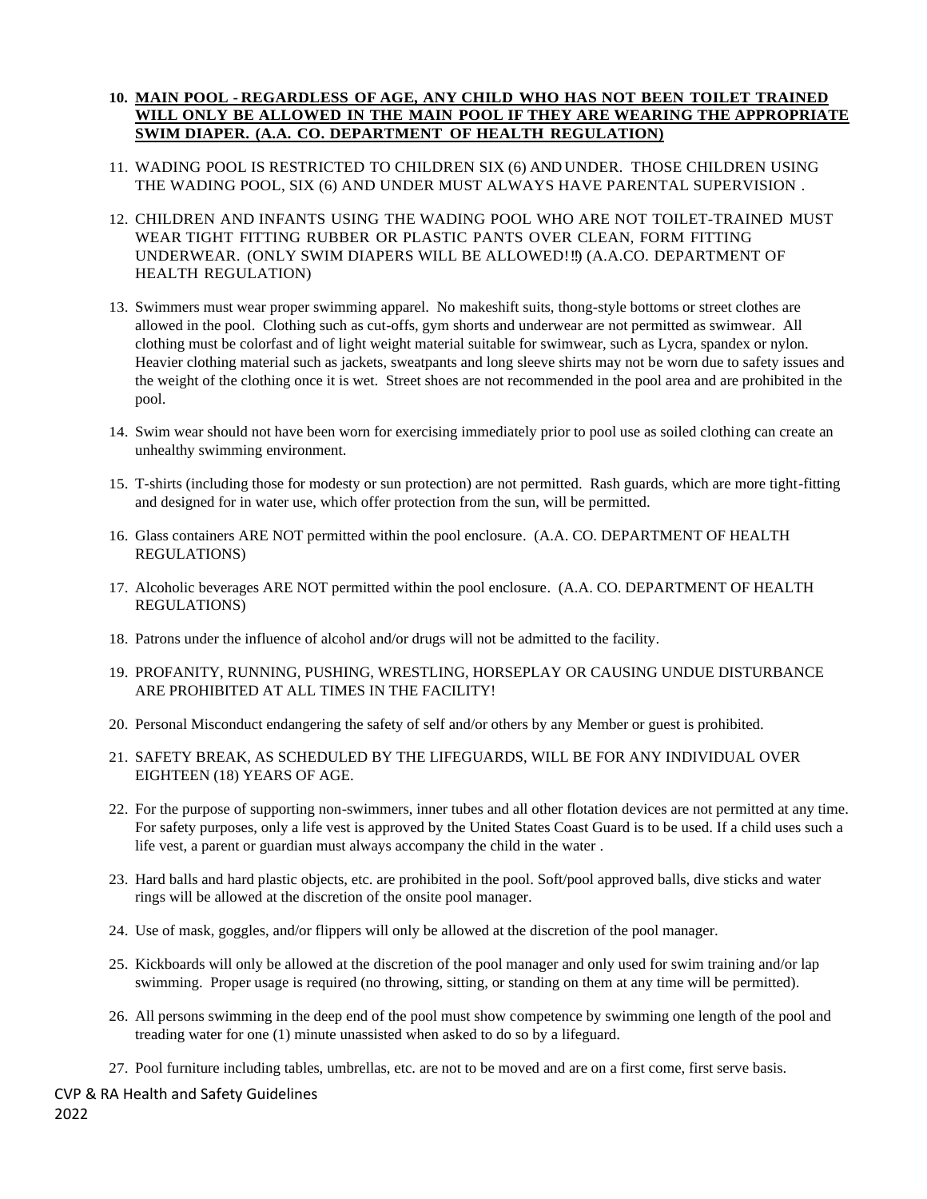10. **<u>MAIN POOL - REGARDLESS OF AGE, ANY CHILD WHO HAS NOT BEEN TOILET TRAINED WILL ONLY BE ALLOWED IN THE MAIN POOL IF THEY ARE WEARING THE APPROPRIATE SWIM DIAPER. (A.A. CO. DEPARTMENT OF HEALTH REGULATION)</u>**

11. WADING POOL IS RESTRICTED TO CHILDREN SIX (6) AND UNDER. THOSE CHILDREN USING THE WADING POOL, SIX (6) AND UNDER MUST ALWAYS HAVE PARENTAL SUPERVISION .

12. CHILDREN AND INFANTS USING THE WADING POOL WHO ARE NOT TOILET-TRAINED MUST WEAR TIGHT FITTING RUBBER OR PLASTIC PANTS OVER CLEAN, FORM FITTING UNDERWEAR. (ONLY SWIM DIAPERS WILL BE ALLOWED!!!) (A.A.CO. DEPARTMENT OF HEALTH REGULATION)

13. Swimmers must wear proper swimming apparel. No makeshift suits, thong-style bottoms or street clothes are allowed in the pool. Clothing such as cut-offs, gym shorts and underwear are not permitted as swimwear. All clothing must be colorfast and of light weight material suitable for swimwear, such as Lycra, spandex or nylon. Heavier clothing material such as jackets, sweatpants and long sleeve shirts may not be worn due to safety issues and the weight of the clothing once it is wet. Street shoes are not recommended in the pool area and are prohibited in the pool.

14. Swim wear should not have been worn for exercising immediately prior to pool use as soiled clothing can create an unhealthy swimming environment.

15. T-shirts (including those for modesty or sun protection) are not permitted. Rash guards, which are more tight-fitting and designed for in water use, which offer protection from the sun, will be permitted.

16. Glass containers ARE NOT permitted within the pool enclosure. (A.A. CO. DEPARTMENT OF HEALTH REGULATIONS)

17. Alcoholic beverages ARE NOT permitted within the pool enclosure. (A.A. CO. DEPARTMENT OF HEALTH REGULATIONS)

18. Patrons under the influence of alcohol and/or drugs will not be admitted to the facility.

19. PROFANITY, RUNNING, PUSHING, WRESTLING, HORSEPLAY OR CAUSING UNDUE DISTURBANCE ARE PROHIBITED AT ALL TIMES IN THE FACILITY!

20. Personal Misconduct endangering the safety of self and/or others by any Member or guest is prohibited.

21. SAFETY BREAK, AS SCHEDULED BY THE LIFEGUARDS, WILL BE FOR ANY INDIVIDUAL OVER EIGHTEEN (18) YEARS OF AGE.

22. For the purpose of supporting non-swimmers, inner tubes and all other flotation devices are not permitted at any time. For safety purposes, only a life vest is approved by the United States Coast Guard is to be used. If a child uses such a life vest, a parent or guardian must always accompany the child in the water .

23. Hard balls and hard plastic objects, etc. are prohibited in the pool. Soft/pool approved balls, dive sticks and water rings will be allowed at the discretion of the onsite pool manager.

24. Use of mask, goggles, and/or flippers will only be allowed at the discretion of the pool manager.

25. Kickboards will only be allowed at the discretion of the pool manager and only used for swim training and/or lap swimming. Proper usage is required (no throwing, sitting, or standing on them at any time will be permitted).

26. All persons swimming in the deep end of the pool must show competence by swimming one length of the pool and treading water for one (1) minute unassisted when asked to do so by a lifeguard.

27. Pool furniture including tables, umbrellas, etc. are not to be moved and are on a first come, first serve basis.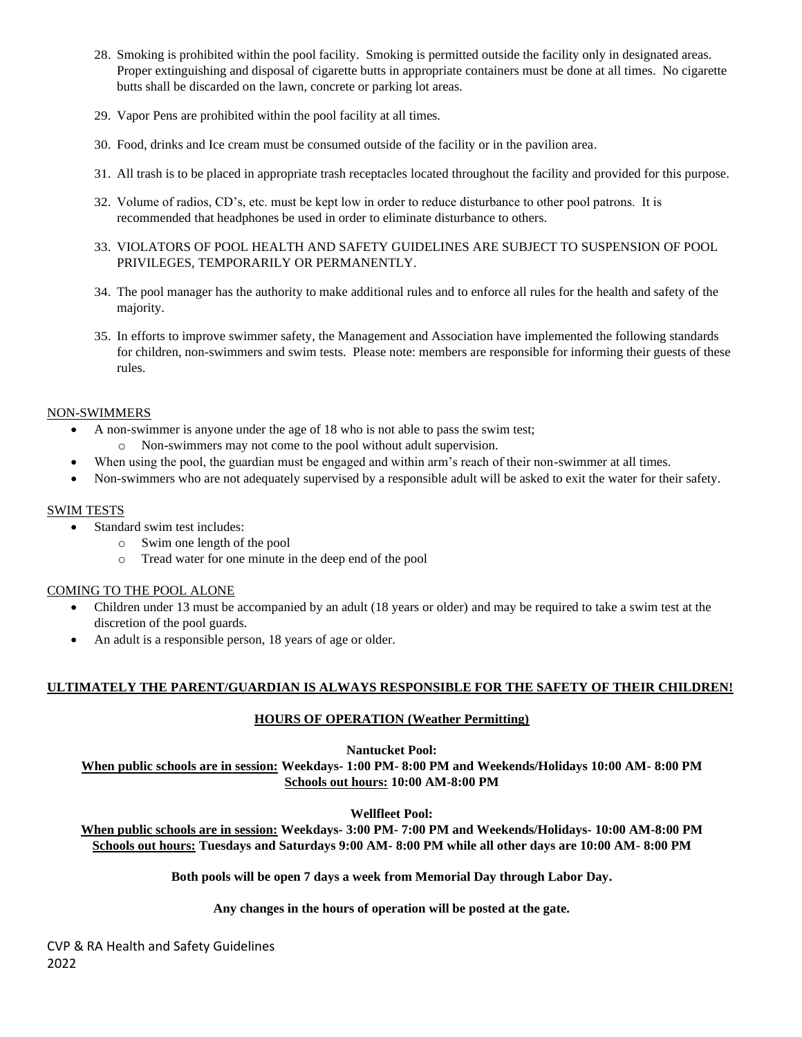28. Smoking is prohibited within the pool facility. Smoking is permitted outside the facility only in designated areas. Proper extinguishing and disposal of cigarette butts in appropriate containers must be done at all times. No cigarette butts shall be discarded on the lawn, concrete or parking lot areas.

29. Vapor Pens are prohibited within the pool facility at all times.

30. Food, drinks and Ice cream must be consumed outside of the facility or in the pavilion area.

31. All trash is to be placed in appropriate trash receptacles located throughout the facility and provided for this purpose.

32. Volume of radios, CD's, etc. must be kept low in order to reduce disturbance to other pool patrons. It is recommended that headphones be used in order to eliminate disturbance to others.

33. VIOLATORS OF POOL HEALTH AND SAFETY GUIDELINES ARE SUBJECT TO SUSPENSION OF POOL PRIVILEGES, TEMPORARILY OR PERMANENTLY.

34. The pool manager has the authority to make additional rules and to enforce all rules for the health and safety of the majority.

35. In efforts to improve swimmer safety, the Management and Association have implemented the following standards for children, non-swimmers and swim tests. Please note: members are responsible for informing their guests of these rules.

NON-SWIMMERS

- A non-swimmer is anyone under the age of 18 who is not able to pass the swim test;
  - Non-swimmers may not come to the pool without adult supervision.
- When using the pool, the guardian must be engaged and within arm's reach of their non-swimmer at all times.
- Non-swimmers who are not adequately supervised by a responsible adult will be asked to exit the water for their safety.

SWIM TESTS

- Standard swim test includes:
  - Swim one length of the pool
  - Tread water for one minute in the deep end of the pool

COMING TO THE POOL ALONE

- Children under 13 must be accompanied by an adult (18 years or older) and may be required to take a swim test at the discretion of the pool guards.
- An adult is a responsible person, 18 years of age or older.

**ULTIMATELY THE PARENT/GUARDIAN IS ALWAYS RESPONSIBLE FOR THE SAFETY OF THEIR CHILDREN!**

**HOURS OF OPERATION (Weather Permitting)**

**Nantucket Pool:**

**When public schools are in session: Weekdays- 1:00 PM- 8:00 PM and Weekends/Holidays 10:00 AM- 8:00 PM**
**Schools out hours: 10:00 AM-8:00 PM**

**Wellfleet Pool:**

**When public schools are in session: Weekdays- 3:00 PM- 7:00 PM and Weekends/Holidays- 10:00 AM-8:00 PM**
**Schools out hours: Tuesdays and Saturdays 9:00 AM- 8:00 PM while all other days are 10:00 AM- 8:00 PM**

**Both pools will be open 7 days a week from Memorial Day through Labor Day.**

**Any changes in the hours of operation will be posted at the gate.**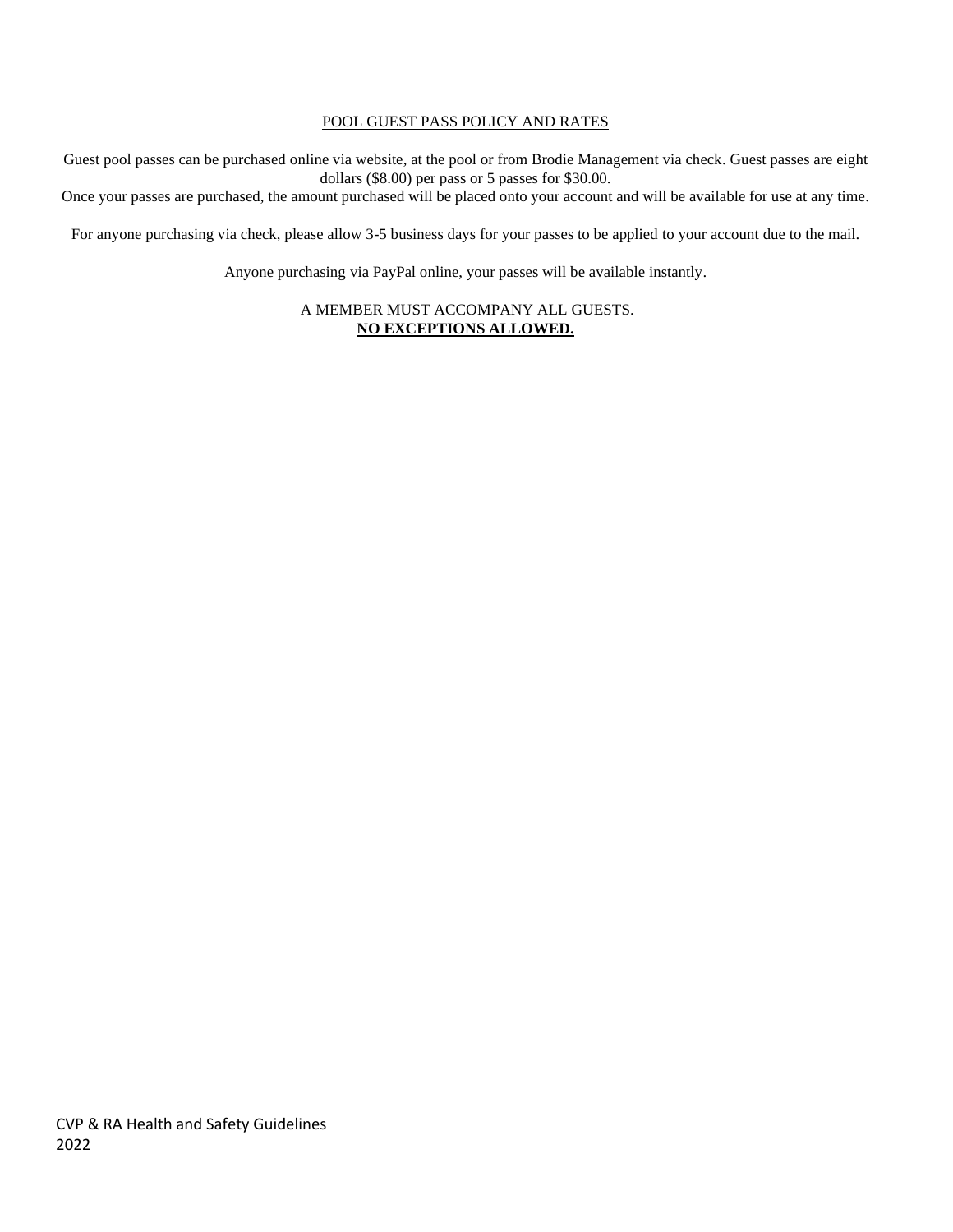## POOL GUEST PASS POLICY AND RATES

Guest pool passes can be purchased online via website, at the pool or from Brodie Management via check. Guest passes are eight dollars ($8.00) per pass or 5 passes for $30.00.

Once your passes are purchased, the amount purchased will be placed onto your account and will be available for use at any time.

For anyone purchasing via check, please allow 3-5 business days for your passes to be applied to your account due to the mail.

Anyone purchasing via PayPal online, your passes will be available instantly.

A MEMBER MUST ACCOMPANY ALL GUESTS.
**NO EXCEPTIONS ALLOWED.**